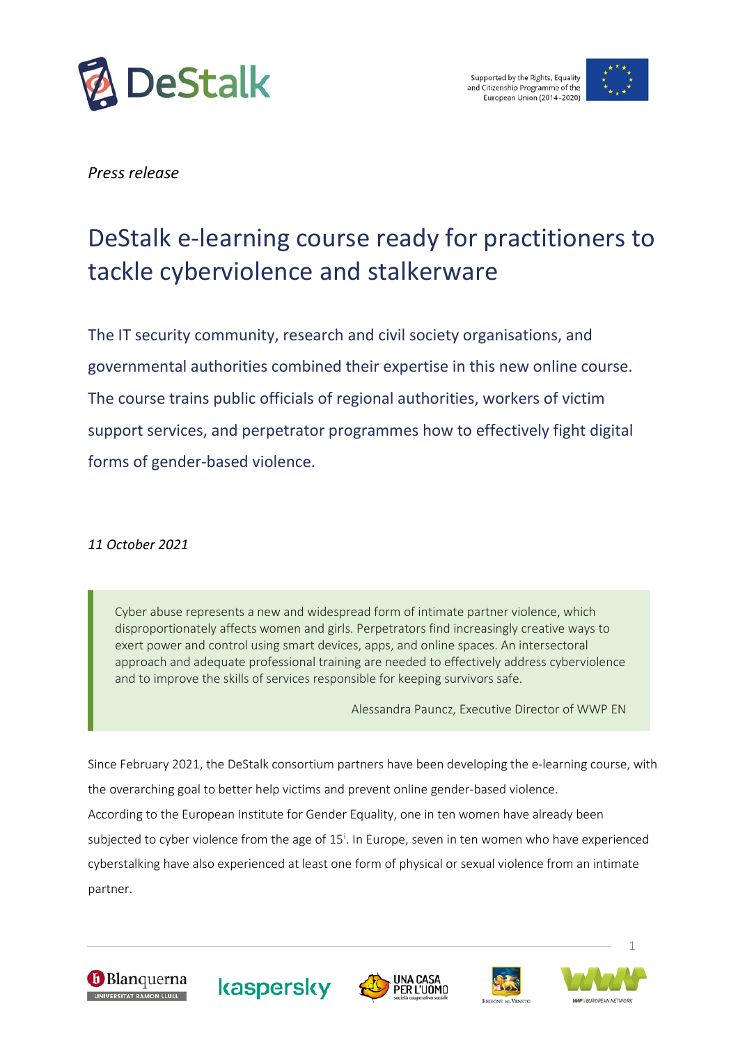*Press release*

# DeStalk e-learning course ready for practitioners to tackle cyberviolence and stalkerware

The IT security community, research and civil society organisations, and governmental authorities combined their expertise in this new online course. The course trains public officials of regional authorities, workers of victim support services, and perpetrator programmes how to effectively fight digital forms of gender-based violence.

*11 October 2021*

> Cyber abuse represents a new and widespread form of intimate partner violence, which disproportionately affects women and girls. Perpetrators find increasingly creative ways to exert power and control using smart devices, apps, and online spaces. An intersectoral approach and adequate professional training are needed to effectively address cyberviolence and to improve the skills of services responsible for keeping survivors safe.
>
> Alessandra Pauncz, Executive Director of WWP EN

Since February 2021, the DeStalk consortium partners have been developing the e-learning course, with the overarching goal to better help victims and prevent online gender-based violence.

According to the European Institute for Gender Equality, one in ten women have already been subjected to cyber violence from the age of 15[i]. In Europe, seven in ten women who have experienced cyberstalking have also experienced at least one form of physical or sexual violence from an intimate partner.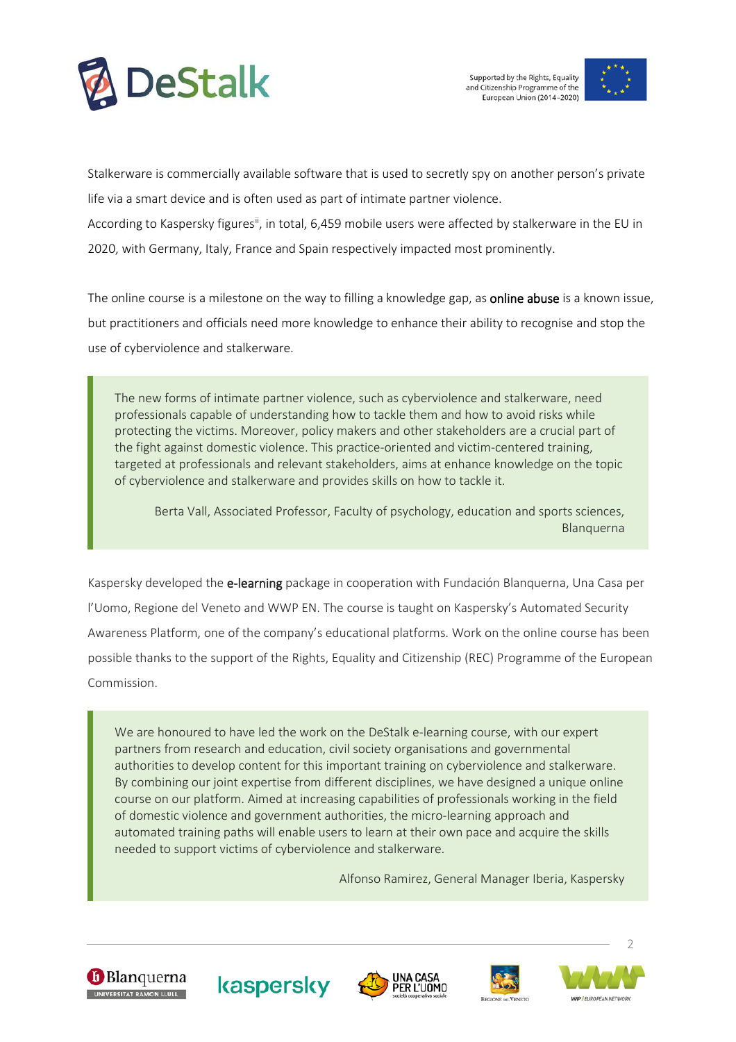Stalkerware is commercially available software that is used to secretly spy on another person's private life via a smart device and is often used as part of intimate partner violence.

According to Kaspersky figures[ii], in total, 6,459 mobile users were affected by stalkerware in the EU in 2020, with Germany, Italy, France and Spain respectively impacted most prominently.

The online course is a milestone on the way to filling a knowledge gap, as online abuse is a known issue, but practitioners and officials need more knowledge to enhance their ability to recognise and stop the use of cyberviolence and stalkerware.

> The new forms of intimate partner violence, such as cyberviolence and stalkerware, need professionals capable of understanding how to tackle them and how to avoid risks while protecting the victims. Moreover, policy makers and other stakeholders are a crucial part of the fight against domestic violence. This practice-oriented and victim-centered training, targeted at professionals and relevant stakeholders, aims at enhance knowledge on the topic of cyberviolence and stalkerware and provides skills on how to tackle it.
>
> Berta Vall, Associated Professor, Faculty of psychology, education and sports sciences, Blanquerna

Kaspersky developed the e-learning package in cooperation with Fundación Blanquerna, Una Casa per l'Uomo, Regione del Veneto and WWP EN. The course is taught on Kaspersky's Automated Security Awareness Platform, one of the company's educational platforms. Work on the online course has been possible thanks to the support of the Rights, Equality and Citizenship (REC) Programme of the European Commission.

> We are honoured to have led the work on the DeStalk e-learning course, with our expert partners from research and education, civil society organisations and governmental authorities to develop content for this important training on cyberviolence and stalkerware. By combining our joint expertise from different disciplines, we have designed a unique online course on our platform. Aimed at increasing capabilities of professionals working in the field of domestic violence and government authorities, the micro-learning approach and automated training paths will enable users to learn at their own pace and acquire the skills needed to support victims of cyberviolence and stalkerware.
>
> Alfonso Ramirez, General Manager Iberia, Kaspersky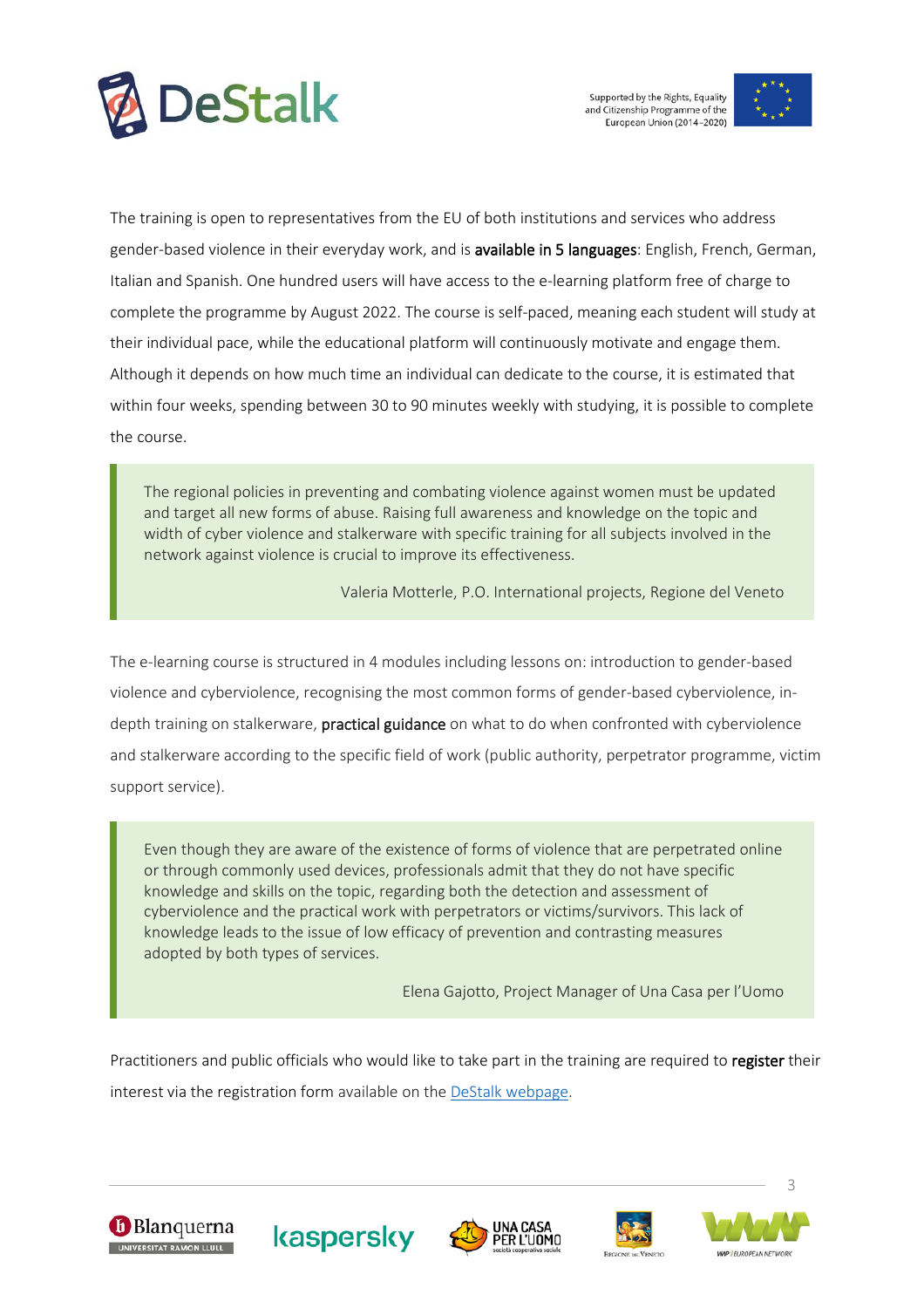The training is open to representatives from the EU of both institutions and services who address gender-based violence in their everyday work, and is **available in 5 languages**: English, French, German, Italian and Spanish. One hundred users will have access to the e-learning platform free of charge to complete the programme by August 2022. The course is self-paced, meaning each student will study at their individual pace, while the educational platform will continuously motivate and engage them. Although it depends on how much time an individual can dedicate to the course, it is estimated that within four weeks, spending between 30 to 90 minutes weekly with studying, it is possible to complete the course.

> The regional policies in preventing and combating violence against women must be updated and target all new forms of abuse. Raising full awareness and knowledge on the topic and width of cyber violence and stalkerware with specific training for all subjects involved in the network against violence is crucial to improve its effectiveness.
>
> Valeria Motterle, P.O. International projects, Regione del Veneto

The e-learning course is structured in 4 modules including lessons on: introduction to gender-based violence and cyberviolence, recognising the most common forms of gender-based cyberviolence, in-depth training on stalkerware, **practical guidance** on what to do when confronted with cyberviolence and stalkerware according to the specific field of work (public authority, perpetrator programme, victim support service).

> Even though they are aware of the existence of forms of violence that are perpetrated online or through commonly used devices, professionals admit that they do not have specific knowledge and skills on the topic, regarding both the detection and assessment of cyberviolence and the practical work with perpetrators or victims/survivors. This lack of knowledge leads to the issue of low efficacy of prevention and contrasting measures adopted by both types of services.
>
> Elena Gajotto, Project Manager of Una Casa per l'Uomo

Practitioners and public officials who would like to take part in the training are required to **register** their interest via the registration form available on the [DeStalk webpage](DeStalk webpage).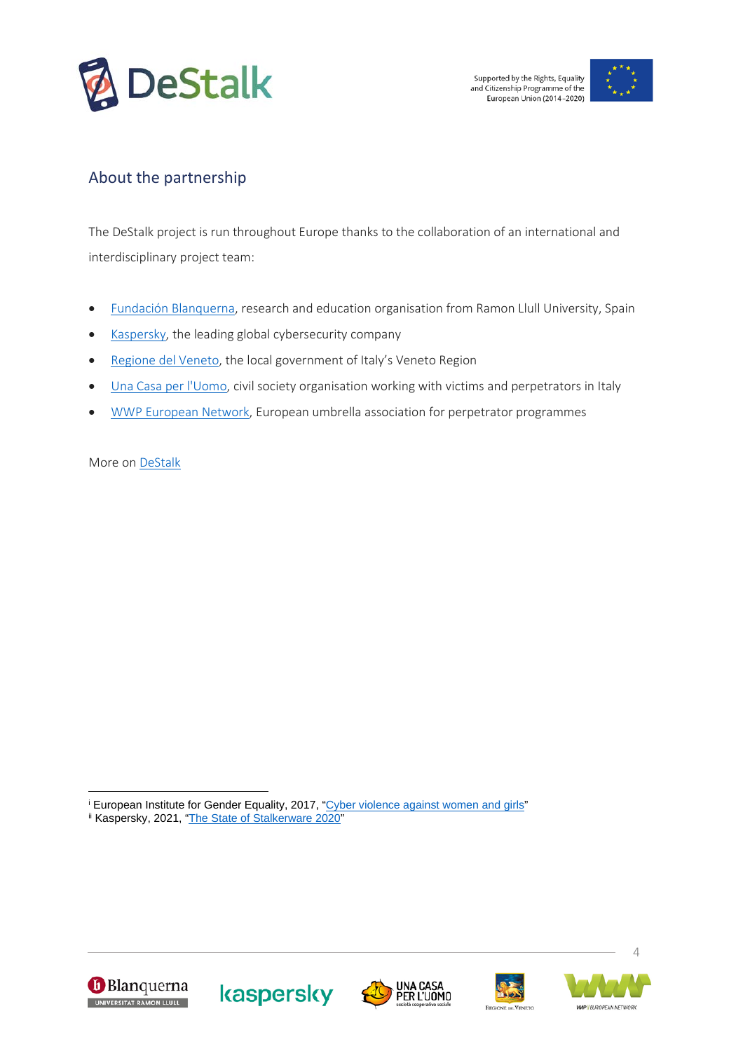## About the partnership

The DeStalk project is run throughout Europe thanks to the collaboration of an international and interdisciplinary project team:

- Fundación Blanquerna, research and education organisation from Ramon Llull University, Spain
- Kaspersky, the leading global cybersecurity company
- Regione del Veneto, the local government of Italy's Veneto Region
- Una Casa per l'Uomo, civil society organisation working with victims and perpetrators in Italy
- WWP European Network, European umbrella association for perpetrator programmes

More on DeStalk

---

[i] European Institute for Gender Equality, 2017, "Cyber violence against women and girls"
[ii] Kaspersky, 2021, "The State of Stalkerware 2020"